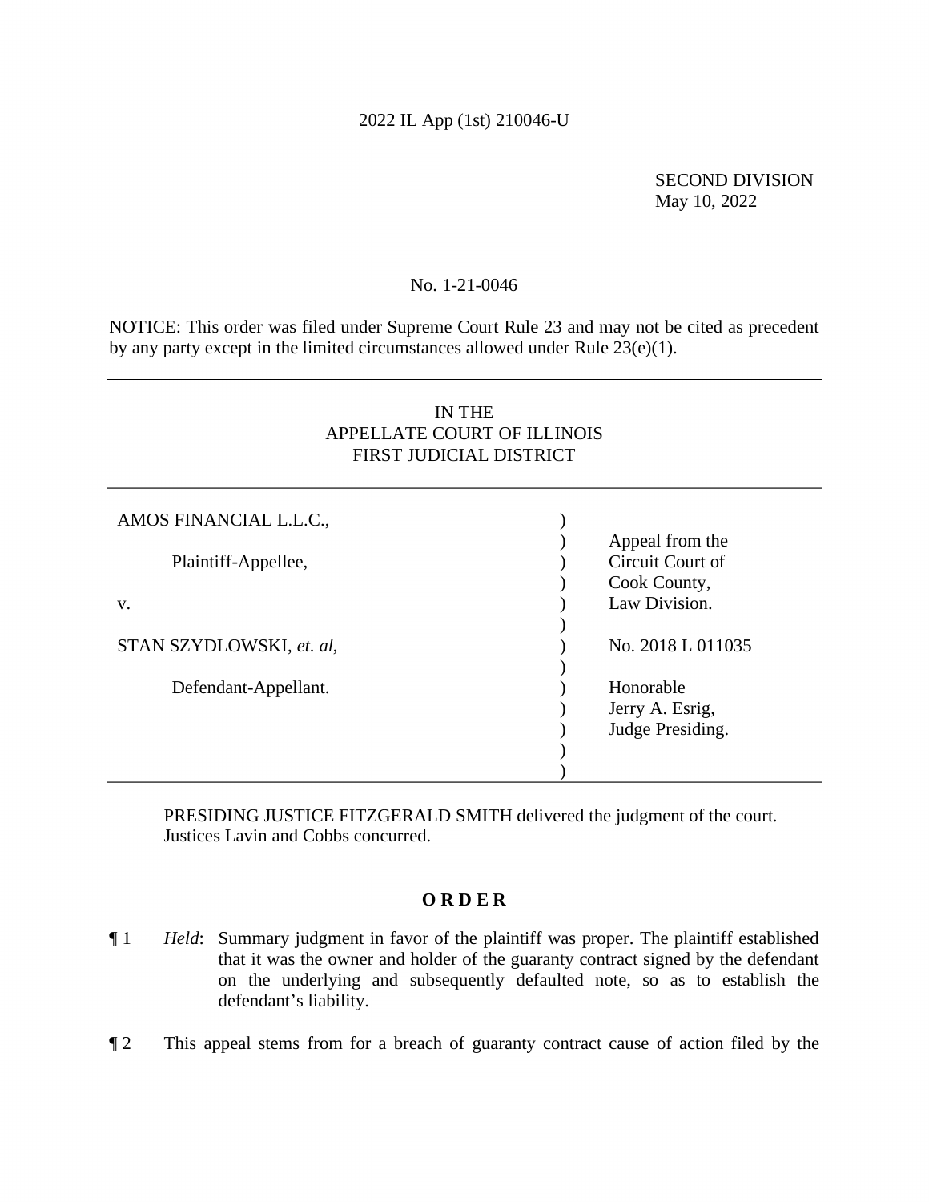2022 IL App (1st) 210046-U

SECOND DIVISION
May 10, 2022

No. 1-21-0046

NOTICE: This order was filed under Supreme Court Rule 23 and may not be cited as precedent by any party except in the limited circumstances allowed under Rule 23(e)(1).

---

IN THE
APPELLATE COURT OF ILLINOIS
FIRST JUDICIAL DISTRICT

---

| | | |
|---|---|---|
| AMOS FINANCIAL L.L.C., | ) | |
| | ) | Appeal from the |
| Plaintiff-Appellee, | ) | Circuit Court of |
| | ) | Cook County, |
| v. | ) | Law Division. |
| | ) | |
| STAN SZYDLOWSKI, *et. al*, | ) | No. 2018 L 011035 |
| | ) | |
| Defendant-Appellant. | ) | Honorable |
| | ) | Jerry A. Esrig, |
| | ) | Judge Presiding. |

---

PRESIDING JUSTICE FITZGERALD SMITH delivered the judgment of the court. Justices Lavin and Cobbs concurred.

**O R D E R**

¶ 1 *Held*: Summary judgment in favor of the plaintiff was proper. The plaintiff established that it was the owner and holder of the guaranty contract signed by the defendant on the underlying and subsequently defaulted note, so as to establish the defendant's liability.

¶ 2 This appeal stems from for a breach of guaranty contract cause of action filed by the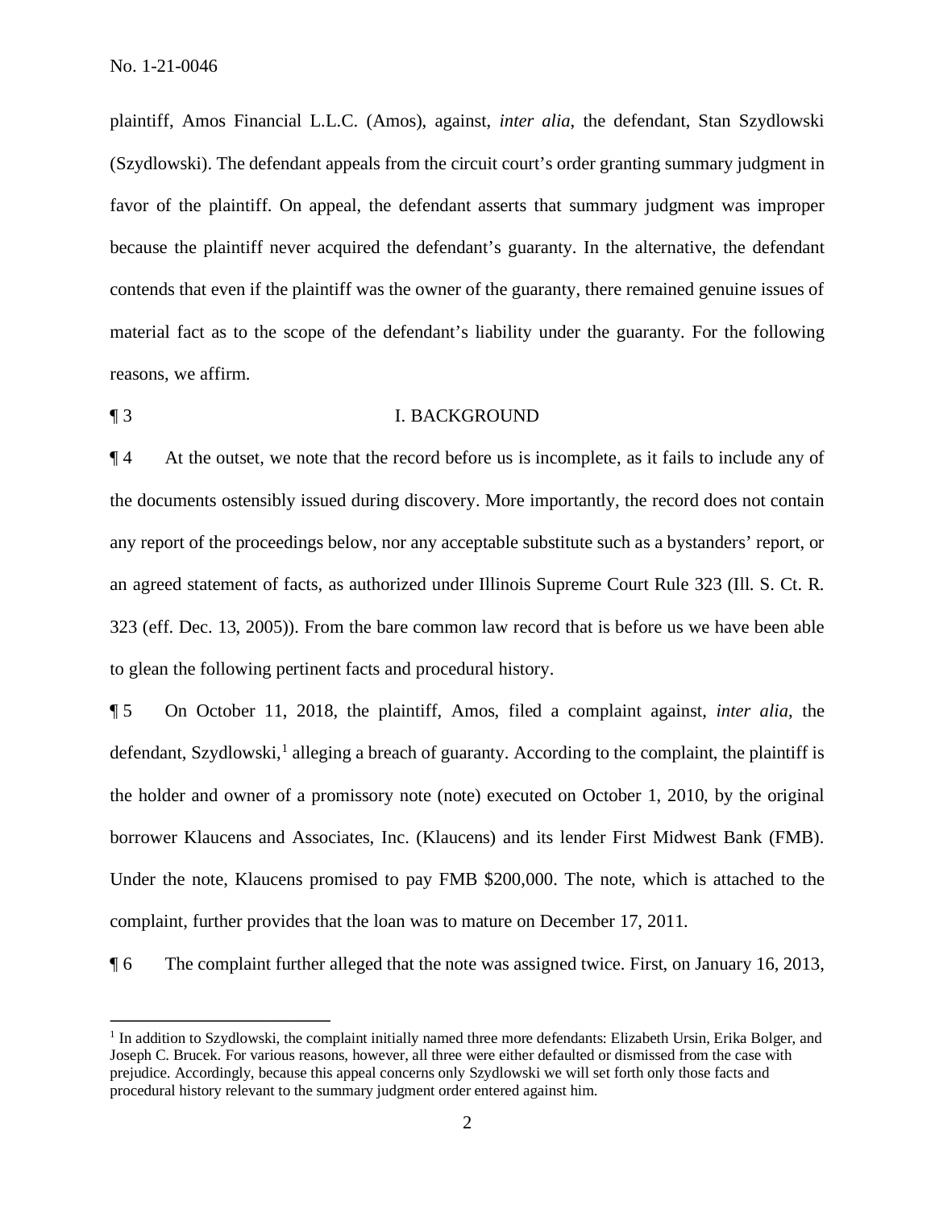plaintiff, Amos Financial L.L.C. (Amos), against, *inter alia*, the defendant, Stan Szydlowski (Szydlowski). The defendant appeals from the circuit court's order granting summary judgment in favor of the plaintiff. On appeal, the defendant asserts that summary judgment was improper because the plaintiff never acquired the defendant's guaranty. In the alternative, the defendant contends that even if the plaintiff was the owner of the guaranty, there remained genuine issues of material fact as to the scope of the defendant's liability under the guaranty. For the following reasons, we affirm.

¶ 3 I. BACKGROUND

¶ 4 At the outset, we note that the record before us is incomplete, as it fails to include any of the documents ostensibly issued during discovery. More importantly, the record does not contain any report of the proceedings below, nor any acceptable substitute such as a bystanders' report, or an agreed statement of facts, as authorized under Illinois Supreme Court Rule 323 (Ill. S. Ct. R. 323 (eff. Dec. 13, 2005)). From the bare common law record that is before us we have been able to glean the following pertinent facts and procedural history.

¶ 5 On October 11, 2018, the plaintiff, Amos, filed a complaint against, *inter alia*, the defendant, Szydlowski,[1] alleging a breach of guaranty. According to the complaint, the plaintiff is the holder and owner of a promissory note (note) executed on October 1, 2010, by the original borrower Klaucens and Associates, Inc. (Klaucens) and its lender First Midwest Bank (FMB). Under the note, Klaucens promised to pay FMB $200,000. The note, which is attached to the complaint, further provides that the loan was to mature on December 17, 2011.

¶ 6 The complaint further alleged that the note was assigned twice. First, on January 16, 2013,

[1] In addition to Szydlowski, the complaint initially named three more defendants: Elizabeth Ursin, Erika Bolger, and Joseph C. Brucek. For various reasons, however, all three were either defaulted or dismissed from the case with prejudice. Accordingly, because this appeal concerns only Szydlowski we will set forth only those facts and procedural history relevant to the summary judgment order entered against him.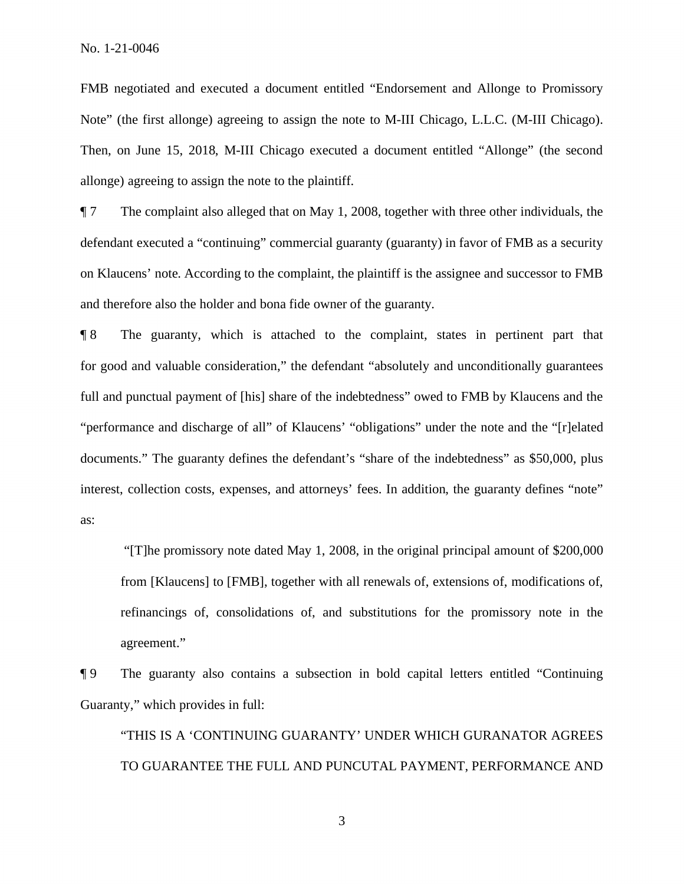FMB negotiated and executed a document entitled "Endorsement and Allonge to Promissory Note" (the first allonge) agreeing to assign the note to M-III Chicago, L.L.C. (M-III Chicago). Then, on June 15, 2018, M-III Chicago executed a document entitled "Allonge" (the second allonge) agreeing to assign the note to the plaintiff.

¶ 7 The complaint also alleged that on May 1, 2008, together with three other individuals, the defendant executed a "continuing" commercial guaranty (guaranty) in favor of FMB as a security on Klaucens' note. According to the complaint, the plaintiff is the assignee and successor to FMB and therefore also the holder and bona fide owner of the guaranty.

¶ 8 The guaranty, which is attached to the complaint, states in pertinent part that for good and valuable consideration," the defendant "absolutely and unconditionally guarantees full and punctual payment of [his] share of the indebtedness" owed to FMB by Klaucens and the "performance and discharge of all" of Klaucens' "obligations" under the note and the "[r]elated documents." The guaranty defines the defendant's "share of the indebtedness" as $50,000, plus interest, collection costs, expenses, and attorneys' fees. In addition, the guaranty defines "note" as:

> "[T]he promissory note dated May 1, 2008, in the original principal amount of $200,000 from [Klaucens] to [FMB], together with all renewals of, extensions of, modifications of, refinancings of, consolidations of, and substitutions for the promissory note in the agreement."

¶ 9 The guaranty also contains a subsection in bold capital letters entitled "Continuing Guaranty," which provides in full:

> "THIS IS A 'CONTINUING GUARANTY' UNDER WHICH GURANATOR AGREES TO GUARANTEE THE FULL AND PUNCUTAL PAYMENT, PERFORMANCE AND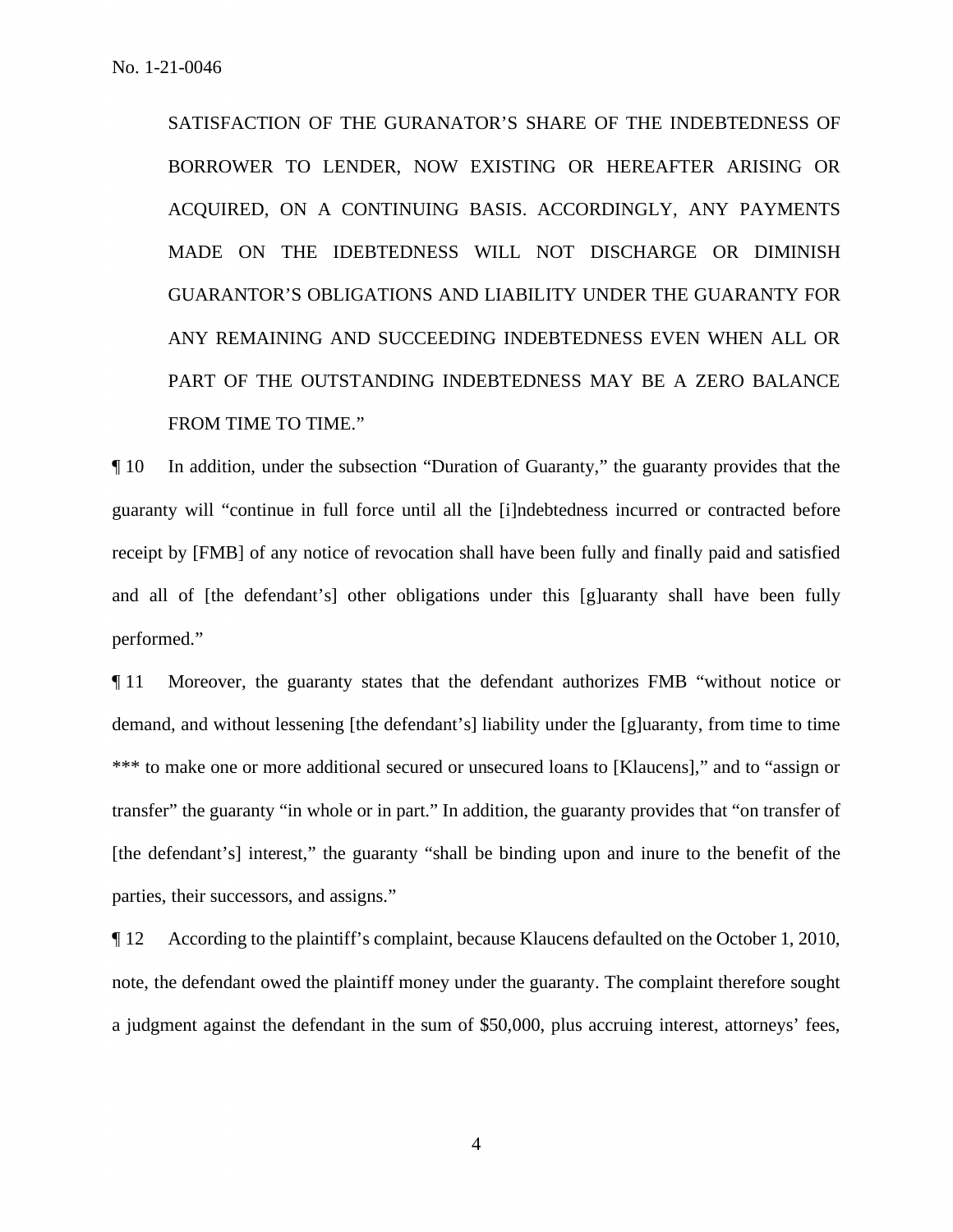SATISFACTION OF THE GURANATOR'S SHARE OF THE INDEBTEDNESS OF BORROWER TO LENDER, NOW EXISTING OR HEREAFTER ARISING OR ACQUIRED, ON A CONTINUING BASIS. ACCORDINGLY, ANY PAYMENTS MADE ON THE IDEBTEDNESS WILL NOT DISCHARGE OR DIMINISH GUARANTOR'S OBLIGATIONS AND LIABILITY UNDER THE GUARANTY FOR ANY REMAINING AND SUCCEEDING INDEBTEDNESS EVEN WHEN ALL OR PART OF THE OUTSTANDING INDEBTEDNESS MAY BE A ZERO BALANCE FROM TIME TO TIME."

¶ 10 In addition, under the subsection "Duration of Guaranty," the guaranty provides that the guaranty will "continue in full force until all the [i]ndebtedness incurred or contracted before receipt by [FMB] of any notice of revocation shall have been fully and finally paid and satisfied and all of [the defendant's] other obligations under this [g]uaranty shall have been fully performed."

¶ 11 Moreover, the guaranty states that the defendant authorizes FMB "without notice or demand, and without lessening [the defendant's] liability under the [g]uaranty, from time to time *** to make one or more additional secured or unsecured loans to [Klaucens]," and to "assign or transfer" the guaranty "in whole or in part." In addition, the guaranty provides that "on transfer of [the defendant's] interest," the guaranty "shall be binding upon and inure to the benefit of the parties, their successors, and assigns."

¶ 12 According to the plaintiff's complaint, because Klaucens defaulted on the October 1, 2010, note, the defendant owed the plaintiff money under the guaranty. The complaint therefore sought a judgment against the defendant in the sum of $50,000, plus accruing interest, attorneys' fees,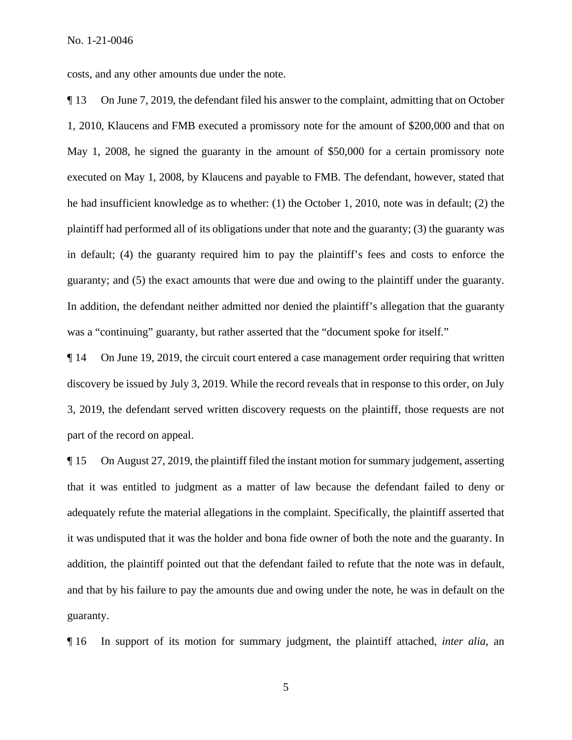costs, and any other amounts due under the note.

¶ 13 On June 7, 2019, the defendant filed his answer to the complaint, admitting that on October 1, 2010, Klaucens and FMB executed a promissory note for the amount of $200,000 and that on May 1, 2008, he signed the guaranty in the amount of $50,000 for a certain promissory note executed on May 1, 2008, by Klaucens and payable to FMB. The defendant, however, stated that he had insufficient knowledge as to whether: (1) the October 1, 2010, note was in default; (2) the plaintiff had performed all of its obligations under that note and the guaranty; (3) the guaranty was in default; (4) the guaranty required him to pay the plaintiff's fees and costs to enforce the guaranty; and (5) the exact amounts that were due and owing to the plaintiff under the guaranty. In addition, the defendant neither admitted nor denied the plaintiff's allegation that the guaranty was a "continuing" guaranty, but rather asserted that the "document spoke for itself."

¶ 14 On June 19, 2019, the circuit court entered a case management order requiring that written discovery be issued by July 3, 2019. While the record reveals that in response to this order, on July 3, 2019, the defendant served written discovery requests on the plaintiff, those requests are not part of the record on appeal.

¶ 15 On August 27, 2019, the plaintiff filed the instant motion for summary judgement, asserting that it was entitled to judgment as a matter of law because the defendant failed to deny or adequately refute the material allegations in the complaint. Specifically, the plaintiff asserted that it was undisputed that it was the holder and bona fide owner of both the note and the guaranty. In addition, the plaintiff pointed out that the defendant failed to refute that the note was in default, and that by his failure to pay the amounts due and owing under the note, he was in default on the guaranty.

¶ 16 In support of its motion for summary judgment, the plaintiff attached, *inter alia*, an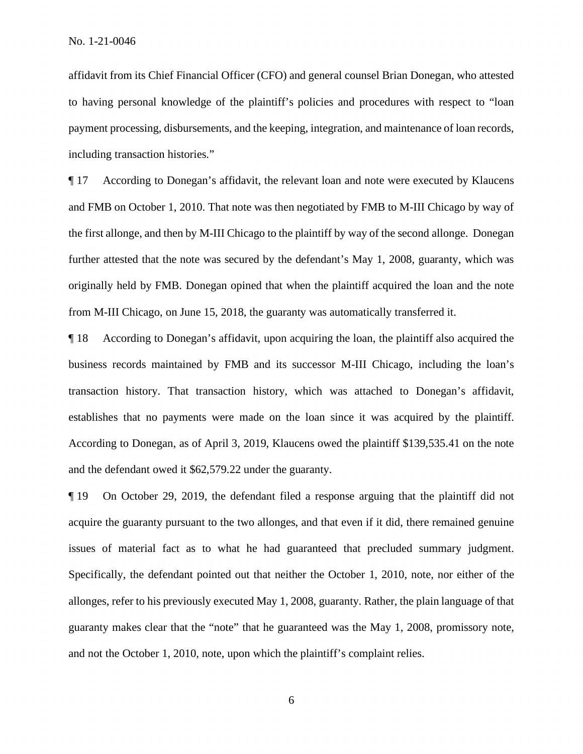affidavit from its Chief Financial Officer (CFO) and general counsel Brian Donegan, who attested to having personal knowledge of the plaintiff's policies and procedures with respect to "loan payment processing, disbursements, and the keeping, integration, and maintenance of loan records, including transaction histories."

¶ 17 According to Donegan's affidavit, the relevant loan and note were executed by Klaucens and FMB on October 1, 2010. That note was then negotiated by FMB to M-III Chicago by way of the first allonge, and then by M-III Chicago to the plaintiff by way of the second allonge. Donegan further attested that the note was secured by the defendant's May 1, 2008, guaranty, which was originally held by FMB. Donegan opined that when the plaintiff acquired the loan and the note from M-III Chicago, on June 15, 2018, the guaranty was automatically transferred it.

¶ 18 According to Donegan's affidavit, upon acquiring the loan, the plaintiff also acquired the business records maintained by FMB and its successor M-III Chicago, including the loan's transaction history. That transaction history, which was attached to Donegan's affidavit, establishes that no payments were made on the loan since it was acquired by the plaintiff. According to Donegan, as of April 3, 2019, Klaucens owed the plaintiff $139,535.41 on the note and the defendant owed it $62,579.22 under the guaranty.

¶ 19 On October 29, 2019, the defendant filed a response arguing that the plaintiff did not acquire the guaranty pursuant to the two allonges, and that even if it did, there remained genuine issues of material fact as to what he had guaranteed that precluded summary judgment. Specifically, the defendant pointed out that neither the October 1, 2010, note, nor either of the allonges, refer to his previously executed May 1, 2008, guaranty. Rather, the plain language of that guaranty makes clear that the "note" that he guaranteed was the May 1, 2008, promissory note, and not the October 1, 2010, note, upon which the plaintiff's complaint relies.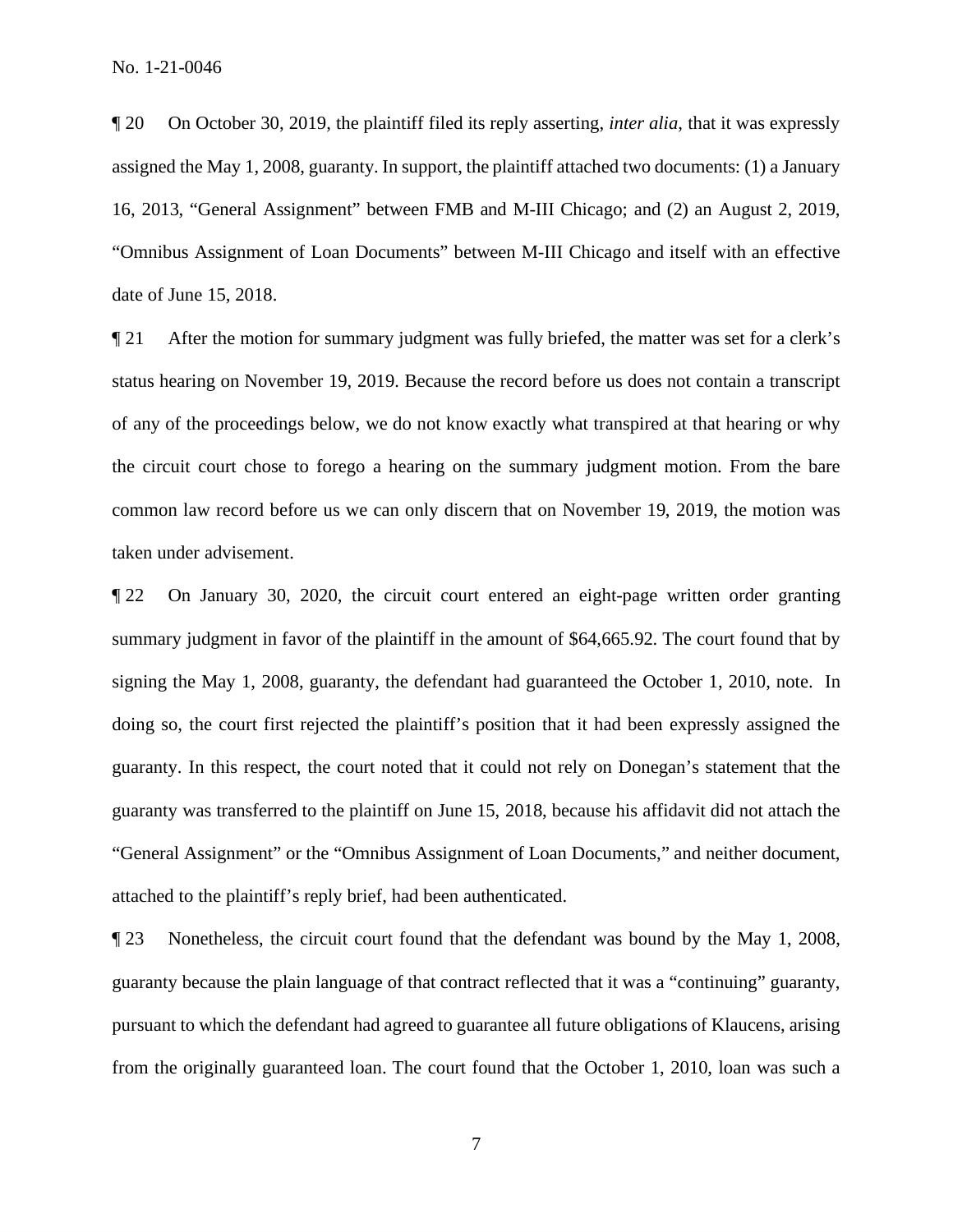¶ 20 On October 30, 2019, the plaintiff filed its reply asserting, *inter alia*, that it was expressly assigned the May 1, 2008, guaranty. In support, the plaintiff attached two documents: (1) a January 16, 2013, "General Assignment" between FMB and M-III Chicago; and (2) an August 2, 2019, "Omnibus Assignment of Loan Documents" between M-III Chicago and itself with an effective date of June 15, 2018.

¶ 21 After the motion for summary judgment was fully briefed, the matter was set for a clerk's status hearing on November 19, 2019. Because the record before us does not contain a transcript of any of the proceedings below, we do not know exactly what transpired at that hearing or why the circuit court chose to forego a hearing on the summary judgment motion. From the bare common law record before us we can only discern that on November 19, 2019, the motion was taken under advisement.

¶ 22 On January 30, 2020, the circuit court entered an eight-page written order granting summary judgment in favor of the plaintiff in the amount of $64,665.92. The court found that by signing the May 1, 2008, guaranty, the defendant had guaranteed the October 1, 2010, note. In doing so, the court first rejected the plaintiff's position that it had been expressly assigned the guaranty. In this respect, the court noted that it could not rely on Donegan's statement that the guaranty was transferred to the plaintiff on June 15, 2018, because his affidavit did not attach the "General Assignment" or the "Omnibus Assignment of Loan Documents," and neither document, attached to the plaintiff's reply brief, had been authenticated.

¶ 23 Nonetheless, the circuit court found that the defendant was bound by the May 1, 2008, guaranty because the plain language of that contract reflected that it was a "continuing" guaranty, pursuant to which the defendant had agreed to guarantee all future obligations of Klaucens, arising from the originally guaranteed loan. The court found that the October 1, 2010, loan was such a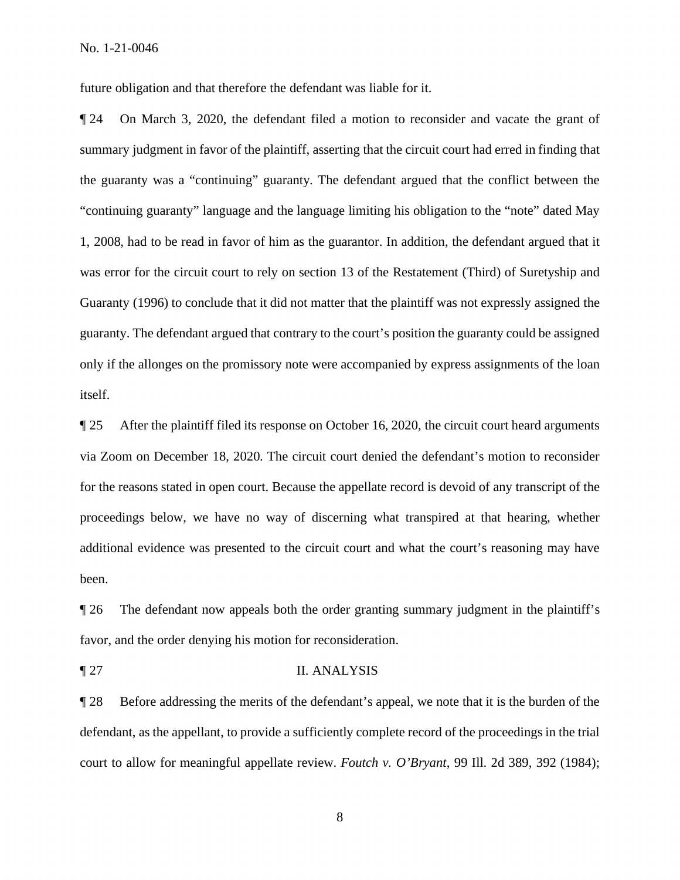future obligation and that therefore the defendant was liable for it.

¶ 24 On March 3, 2020, the defendant filed a motion to reconsider and vacate the grant of summary judgment in favor of the plaintiff, asserting that the circuit court had erred in finding that the guaranty was a "continuing" guaranty. The defendant argued that the conflict between the "continuing guaranty" language and the language limiting his obligation to the "note" dated May 1, 2008, had to be read in favor of him as the guarantor. In addition, the defendant argued that it was error for the circuit court to rely on section 13 of the Restatement (Third) of Suretyship and Guaranty (1996) to conclude that it did not matter that the plaintiff was not expressly assigned the guaranty. The defendant argued that contrary to the court's position the guaranty could be assigned only if the allonges on the promissory note were accompanied by express assignments of the loan itself.

¶ 25 After the plaintiff filed its response on October 16, 2020, the circuit court heard arguments via Zoom on December 18, 2020. The circuit court denied the defendant's motion to reconsider for the reasons stated in open court. Because the appellate record is devoid of any transcript of the proceedings below, we have no way of discerning what transpired at that hearing, whether additional evidence was presented to the circuit court and what the court's reasoning may have been.

¶ 26 The defendant now appeals both the order granting summary judgment in the plaintiff's favor, and the order denying his motion for reconsideration.

## ¶ 27 II. ANALYSIS

¶ 28 Before addressing the merits of the defendant's appeal, we note that it is the burden of the defendant, as the appellant, to provide a sufficiently complete record of the proceedings in the trial court to allow for meaningful appellate review. *Foutch v. O'Bryant*, 99 Ill. 2d 389, 392 (1984);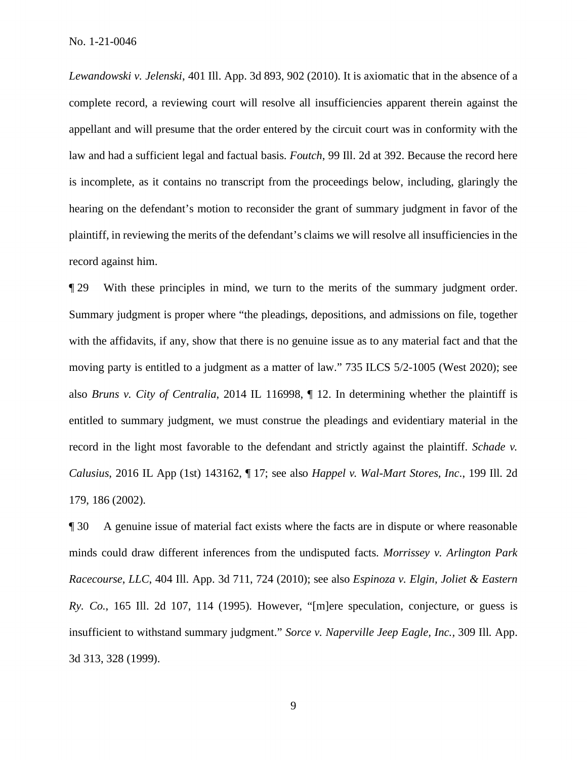*Lewandowski v. Jelenski*, 401 Ill. App. 3d 893, 902 (2010). It is axiomatic that in the absence of a complete record, a reviewing court will resolve all insufficiencies apparent therein against the appellant and will presume that the order entered by the circuit court was in conformity with the law and had a sufficient legal and factual basis. *Foutch*, 99 Ill. 2d at 392. Because the record here is incomplete, as it contains no transcript from the proceedings below, including, glaringly the hearing on the defendant's motion to reconsider the grant of summary judgment in favor of the plaintiff, in reviewing the merits of the defendant's claims we will resolve all insufficiencies in the record against him.

¶ 29 With these principles in mind, we turn to the merits of the summary judgment order. Summary judgment is proper where "the pleadings, depositions, and admissions on file, together with the affidavits, if any, show that there is no genuine issue as to any material fact and that the moving party is entitled to a judgment as a matter of law." 735 ILCS 5/2-1005 (West 2020); see also *Bruns v. City of Centralia*, 2014 IL 116998, ¶ 12. In determining whether the plaintiff is entitled to summary judgment, we must construe the pleadings and evidentiary material in the record in the light most favorable to the defendant and strictly against the plaintiff. *Schade v. Calusius*, 2016 IL App (1st) 143162, ¶ 17; see also *Happel v. Wal-Mart Stores, Inc.*, 199 Ill. 2d 179, 186 (2002).

¶ 30 A genuine issue of material fact exists where the facts are in dispute or where reasonable minds could draw different inferences from the undisputed facts. *Morrissey v. Arlington Park Racecourse, LLC*, 404 Ill. App. 3d 711, 724 (2010); see also *Espinoza v. Elgin, Joliet & Eastern Ry. Co.*, 165 Ill. 2d 107, 114 (1995). However, "[m]ere speculation, conjecture, or guess is insufficient to withstand summary judgment." *Sorce v. Naperville Jeep Eagle, Inc.*, 309 Ill. App. 3d 313, 328 (1999).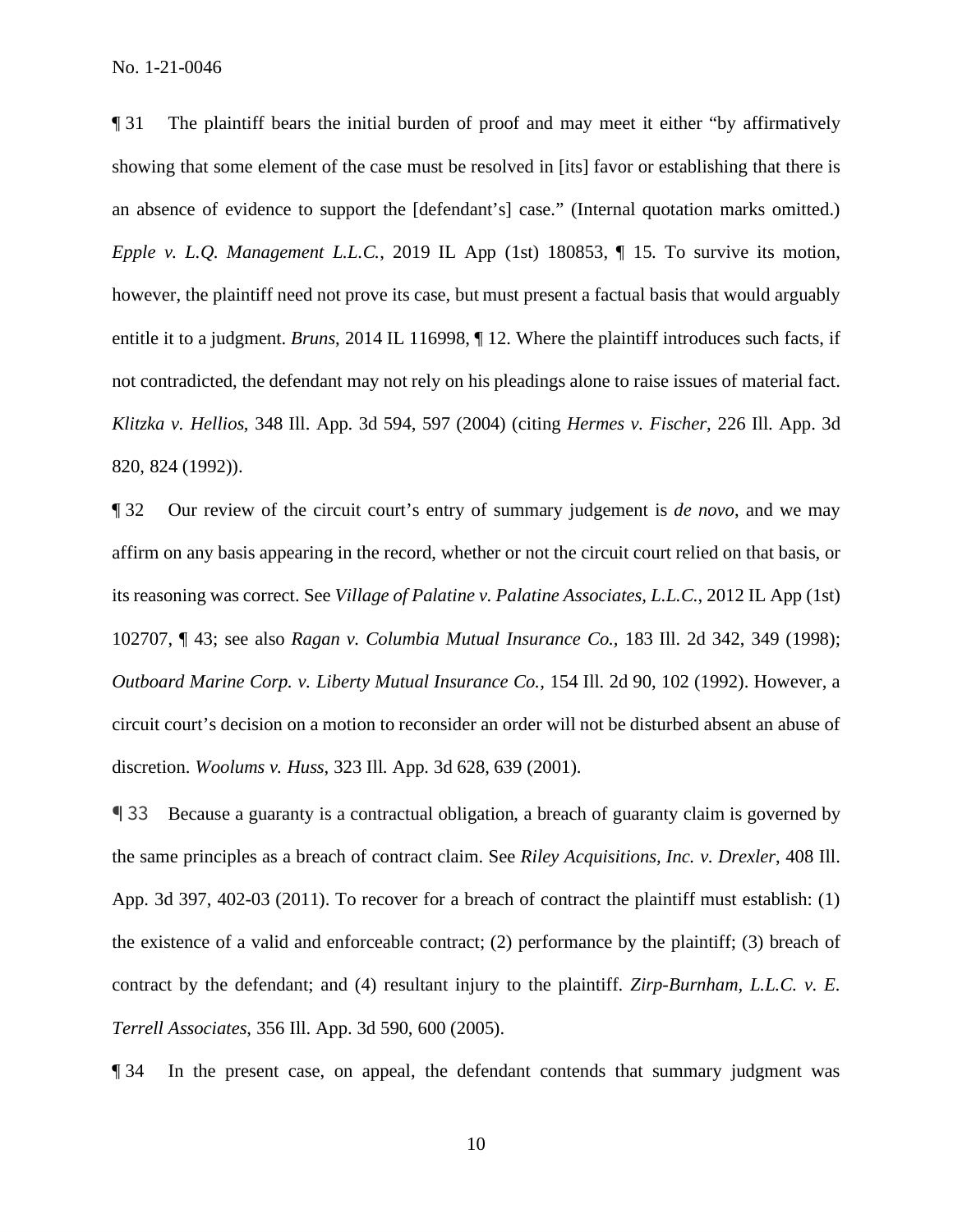¶ 31 The plaintiff bears the initial burden of proof and may meet it either "by affirmatively showing that some element of the case must be resolved in [its] favor or establishing that there is an absence of evidence to support the [defendant's] case." (Internal quotation marks omitted.) *Epple v. L.Q. Management L.L.C.*, 2019 IL App (1st) 180853, ¶ 15. To survive its motion, however, the plaintiff need not prove its case, but must present a factual basis that would arguably entitle it to a judgment. *Bruns*, 2014 IL 116998, ¶ 12. Where the plaintiff introduces such facts, if not contradicted, the defendant may not rely on his pleadings alone to raise issues of material fact. *Klitzka v. Hellios*, 348 Ill. App. 3d 594, 597 (2004) (citing *Hermes v. Fischer*, 226 Ill. App. 3d 820, 824 (1992)).

¶ 32 Our review of the circuit court's entry of summary judgement is *de novo*, and we may affirm on any basis appearing in the record, whether or not the circuit court relied on that basis, or its reasoning was correct. See *Village of Palatine v. Palatine Associates, L.L.C.*, 2012 IL App (1st) 102707, ¶ 43; see also *Ragan v. Columbia Mutual Insurance Co.*, 183 Ill. 2d 342, 349 (1998); *Outboard Marine Corp. v. Liberty Mutual Insurance Co.*, 154 Ill. 2d 90, 102 (1992). However, a circuit court's decision on a motion to reconsider an order will not be disturbed absent an abuse of discretion. *Woolums v. Huss*, 323 Ill. App. 3d 628, 639 (2001).

¶ 33 Because a guaranty is a contractual obligation, a breach of guaranty claim is governed by the same principles as a breach of contract claim. See *Riley Acquisitions, Inc. v. Drexler*, 408 Ill. App. 3d 397, 402-03 (2011). To recover for a breach of contract the plaintiff must establish: (1) the existence of a valid and enforceable contract; (2) performance by the plaintiff; (3) breach of contract by the defendant; and (4) resultant injury to the plaintiff. *Zirp-Burnham, L.L.C. v. E. Terrell Associates*, 356 Ill. App. 3d 590, 600 (2005).

¶ 34 In the present case, on appeal, the defendant contends that summary judgment was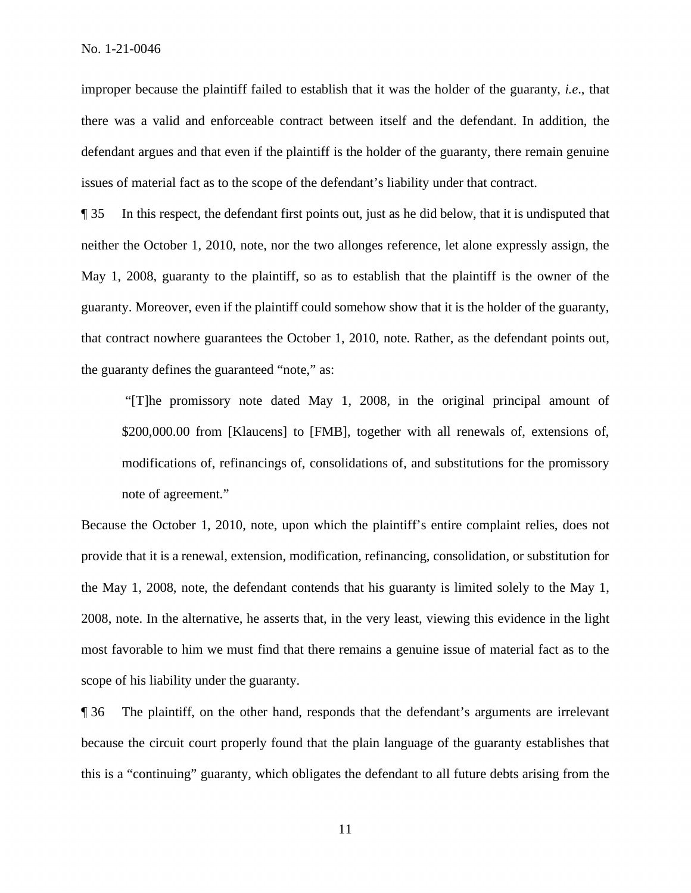improper because the plaintiff failed to establish that it was the holder of the guaranty, *i.e*., that there was a valid and enforceable contract between itself and the defendant. In addition, the defendant argues and that even if the plaintiff is the holder of the guaranty, there remain genuine issues of material fact as to the scope of the defendant's liability under that contract.

¶ 35 In this respect, the defendant first points out, just as he did below, that it is undisputed that neither the October 1, 2010, note, nor the two allonges reference, let alone expressly assign, the May 1, 2008, guaranty to the plaintiff, so as to establish that the plaintiff is the owner of the guaranty. Moreover, even if the plaintiff could somehow show that it is the holder of the guaranty, that contract nowhere guarantees the October 1, 2010, note. Rather, as the defendant points out, the guaranty defines the guaranteed "note," as:

> "[T]he promissory note dated May 1, 2008, in the original principal amount of $200,000.00 from [Klaucens] to [FMB], together with all renewals of, extensions of, modifications of, refinancings of, consolidations of, and substitutions for the promissory note of agreement."

Because the October 1, 2010, note, upon which the plaintiff's entire complaint relies, does not provide that it is a renewal, extension, modification, refinancing, consolidation, or substitution for the May 1, 2008, note, the defendant contends that his guaranty is limited solely to the May 1, 2008, note. In the alternative, he asserts that, in the very least, viewing this evidence in the light most favorable to him we must find that there remains a genuine issue of material fact as to the scope of his liability under the guaranty.

¶ 36 The plaintiff, on the other hand, responds that the defendant's arguments are irrelevant because the circuit court properly found that the plain language of the guaranty establishes that this is a "continuing" guaranty, which obligates the defendant to all future debts arising from the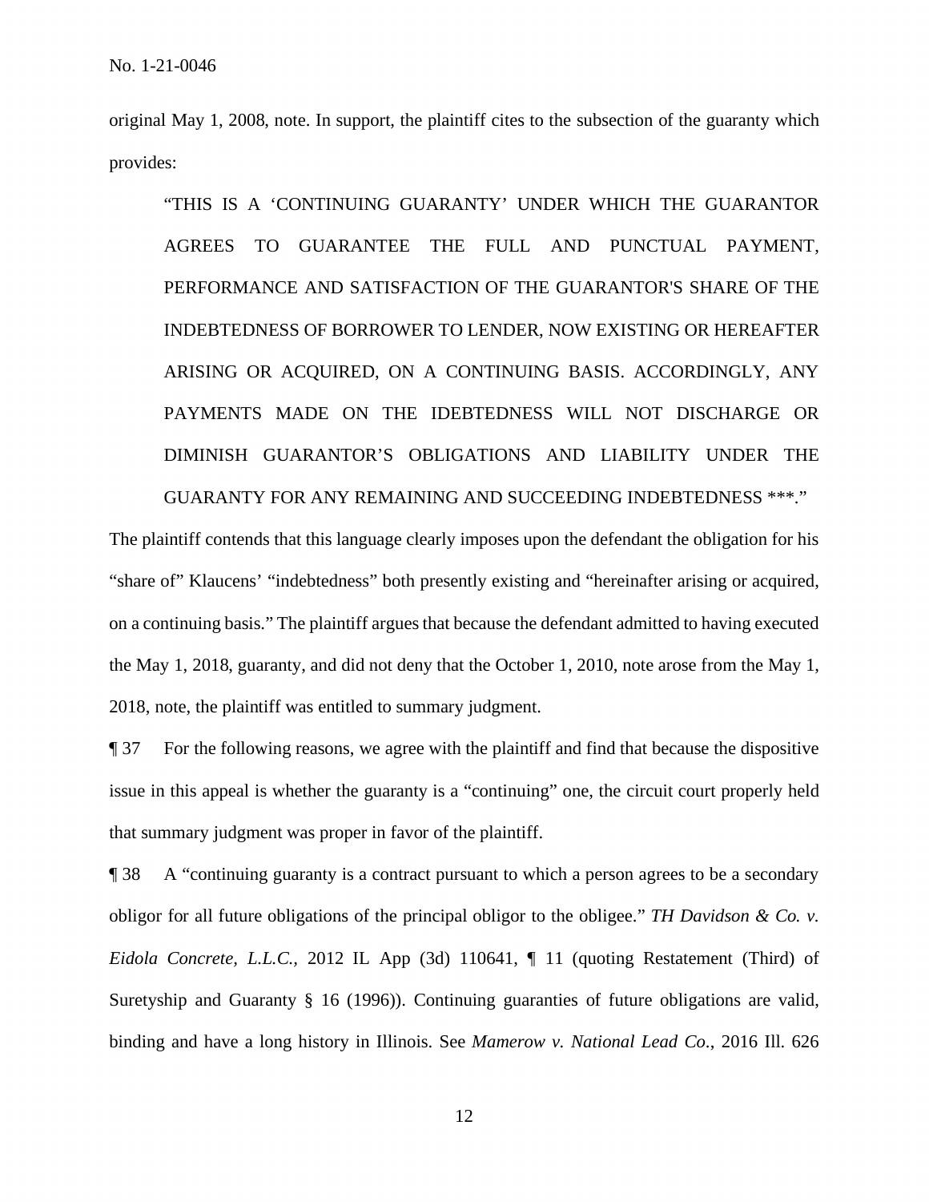original May 1, 2008, note. In support, the plaintiff cites to the subsection of the guaranty which provides:

> "THIS IS A 'CONTINUING GUARANTY' UNDER WHICH THE GUARANTOR AGREES TO GUARANTEE THE FULL AND PUNCTUAL PAYMENT, PERFORMANCE AND SATISFACTION OF THE GUARANTOR'S SHARE OF THE INDEBTEDNESS OF BORROWER TO LENDER, NOW EXISTING OR HEREAFTER ARISING OR ACQUIRED, ON A CONTINUING BASIS. ACCORDINGLY, ANY PAYMENTS MADE ON THE IDEBTEDNESS WILL NOT DISCHARGE OR DIMINISH GUARANTOR'S OBLIGATIONS AND LIABILITY UNDER THE GUARANTY FOR ANY REMAINING AND SUCCEEDING INDEBTEDNESS ***."

The plaintiff contends that this language clearly imposes upon the defendant the obligation for his "share of" Klaucens' "indebtedness" both presently existing and "hereinafter arising or acquired, on a continuing basis." The plaintiff argues that because the defendant admitted to having executed the May 1, 2018, guaranty, and did not deny that the October 1, 2010, note arose from the May 1, 2018, note, the plaintiff was entitled to summary judgment.

¶ 37 For the following reasons, we agree with the plaintiff and find that because the dispositive issue in this appeal is whether the guaranty is a "continuing" one, the circuit court properly held that summary judgment was proper in favor of the plaintiff.

¶ 38 A "continuing guaranty is a contract pursuant to which a person agrees to be a secondary obligor for all future obligations of the principal obligor to the obligee." *TH Davidson & Co. v. Eidola Concrete, L.L.C.*, 2012 IL App (3d) 110641, ¶ 11 (quoting Restatement (Third) of Suretyship and Guaranty § 16 (1996)). Continuing guaranties of future obligations are valid, binding and have a long history in Illinois. See *Mamerow v. National Lead Co.*, 2016 Ill. 626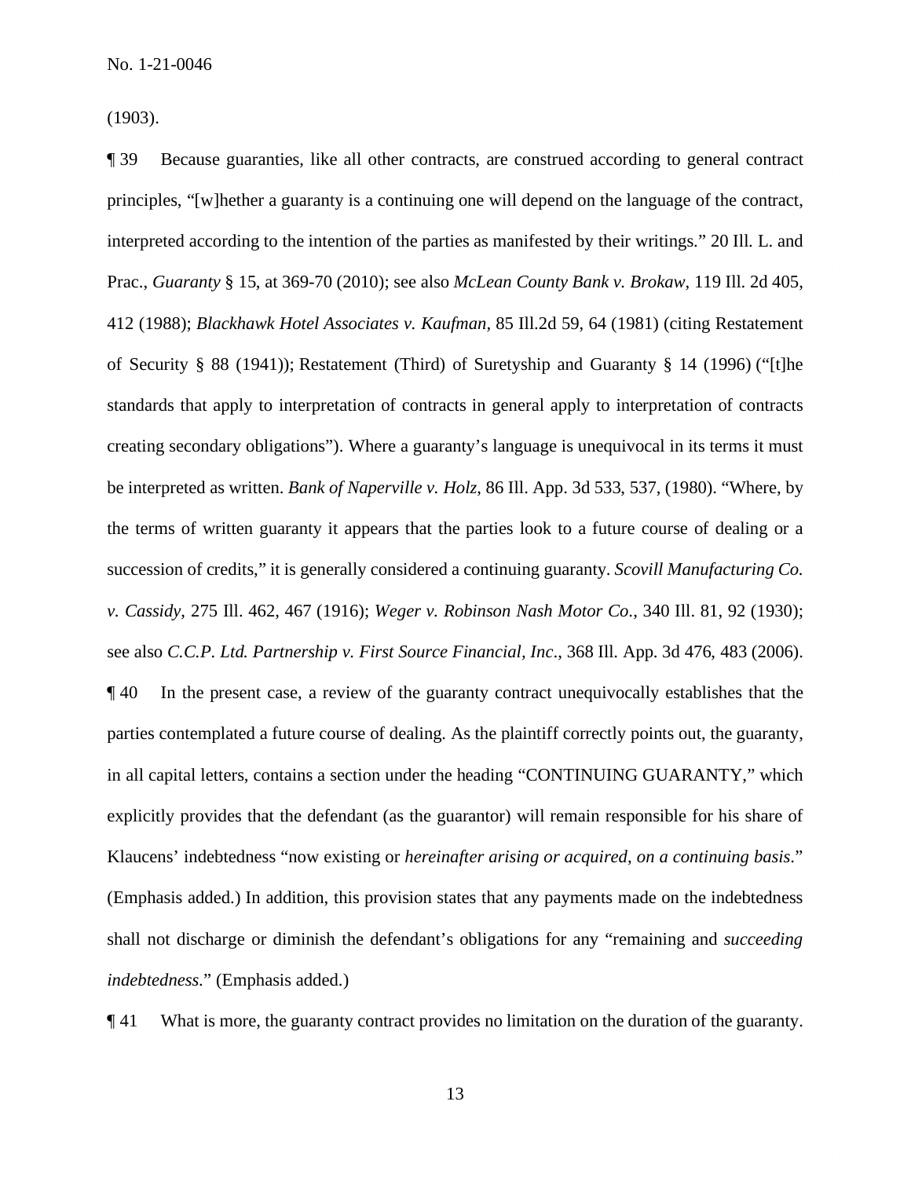(1903).

¶ 39 Because guaranties, like all other contracts, are construed according to general contract principles, "[w]hether a guaranty is a continuing one will depend on the language of the contract, interpreted according to the intention of the parties as manifested by their writings." 20 Ill. L. and Prac., *Guaranty* § 15, at 369-70 (2010); see also *McLean County Bank v. Brokaw*, 119 Ill. 2d 405, 412 (1988); *Blackhawk Hotel Associates v. Kaufman*, 85 Ill.2d 59, 64 (1981) (citing Restatement of Security § 88 (1941)); Restatement (Third) of Suretyship and Guaranty § 14 (1996) ("[t]he standards that apply to interpretation of contracts in general apply to interpretation of contracts creating secondary obligations"). Where a guaranty's language is unequivocal in its terms it must be interpreted as written. *Bank of Naperville v. Holz*, 86 Ill. App. 3d 533, 537, (1980). "Where, by the terms of written guaranty it appears that the parties look to a future course of dealing or a succession of credits," it is generally considered a continuing guaranty. *Scovill Manufacturing Co. v. Cassidy*, 275 Ill. 462, 467 (1916); *Weger v. Robinson Nash Motor Co.*, 340 Ill. 81, 92 (1930); see also *C.C.P. Ltd. Partnership v. First Source Financial, Inc*., 368 Ill. App. 3d 476, 483 (2006).

¶ 40 In the present case, a review of the guaranty contract unequivocally establishes that the parties contemplated a future course of dealing. As the plaintiff correctly points out, the guaranty, in all capital letters, contains a section under the heading "CONTINUING GUARANTY," which explicitly provides that the defendant (as the guarantor) will remain responsible for his share of Klaucens' indebtedness "now existing or *hereinafter arising or acquired*, *on a continuing basis*." (Emphasis added.) In addition, this provision states that any payments made on the indebtedness shall not discharge or diminish the defendant's obligations for any "remaining and *succeeding indebtedness*." (Emphasis added.)

¶ 41 What is more, the guaranty contract provides no limitation on the duration of the guaranty.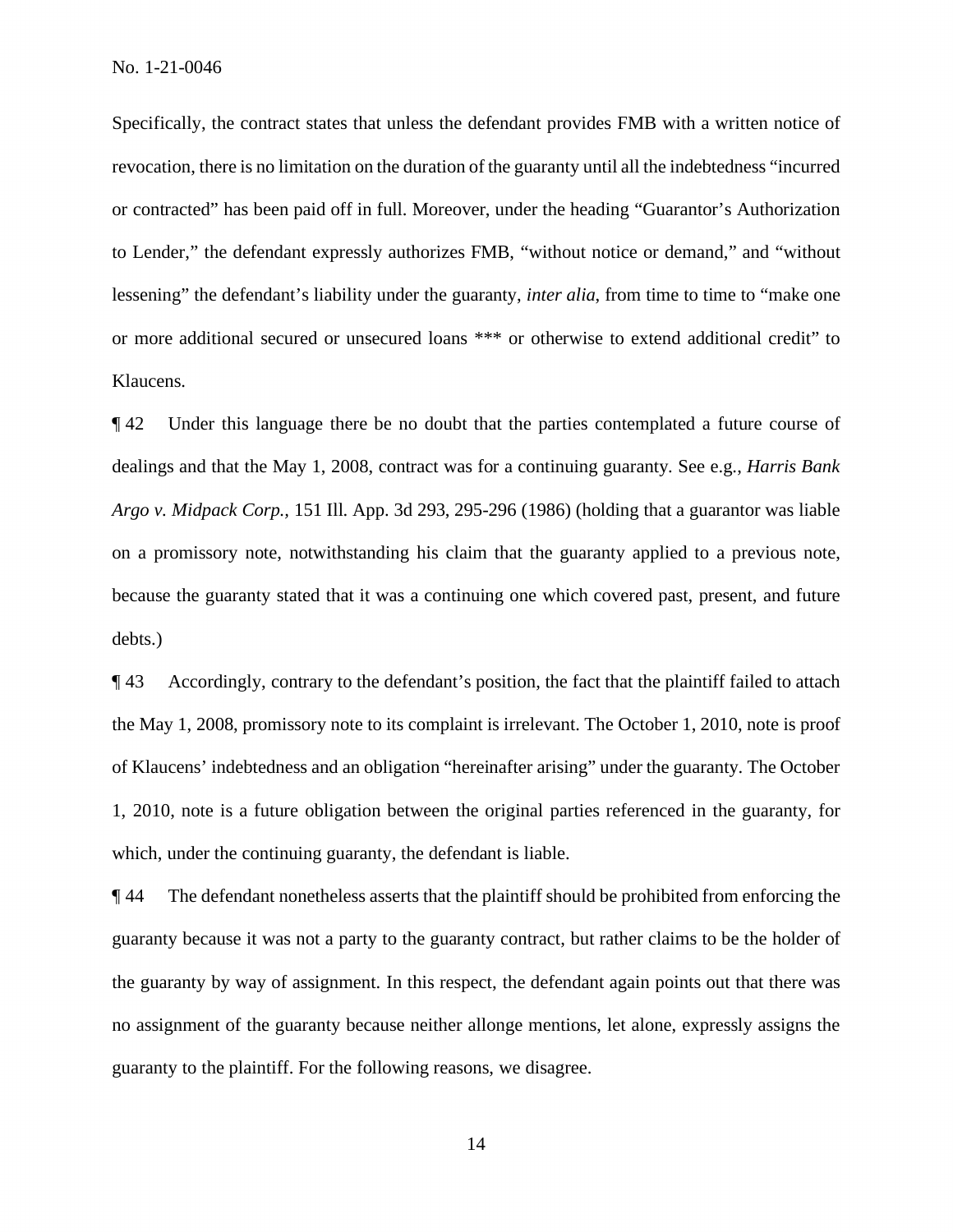Specifically, the contract states that unless the defendant provides FMB with a written notice of revocation, there is no limitation on the duration of the guaranty until all the indebtedness "incurred or contracted" has been paid off in full. Moreover, under the heading "Guarantor's Authorization to Lender," the defendant expressly authorizes FMB, "without notice or demand," and "without lessening" the defendant's liability under the guaranty, *inter alia*, from time to time to "make one or more additional secured or unsecured loans *** or otherwise to extend additional credit" to Klaucens.

¶ 42 Under this language there be no doubt that the parties contemplated a future course of dealings and that the May 1, 2008, contract was for a continuing guaranty. See e.g., *Harris Bank Argo v. Midpack Corp.*, 151 Ill. App. 3d 293, 295-296 (1986) (holding that a guarantor was liable on a promissory note, notwithstanding his claim that the guaranty applied to a previous note, because the guaranty stated that it was a continuing one which covered past, present, and future debts.)

¶ 43 Accordingly, contrary to the defendant's position, the fact that the plaintiff failed to attach the May 1, 2008, promissory note to its complaint is irrelevant. The October 1, 2010, note is proof of Klaucens' indebtedness and an obligation "hereinafter arising" under the guaranty. The October 1, 2010, note is a future obligation between the original parties referenced in the guaranty, for which, under the continuing guaranty, the defendant is liable.

¶ 44 The defendant nonetheless asserts that the plaintiff should be prohibited from enforcing the guaranty because it was not a party to the guaranty contract, but rather claims to be the holder of the guaranty by way of assignment. In this respect, the defendant again points out that there was no assignment of the guaranty because neither allonge mentions, let alone, expressly assigns the guaranty to the plaintiff. For the following reasons, we disagree.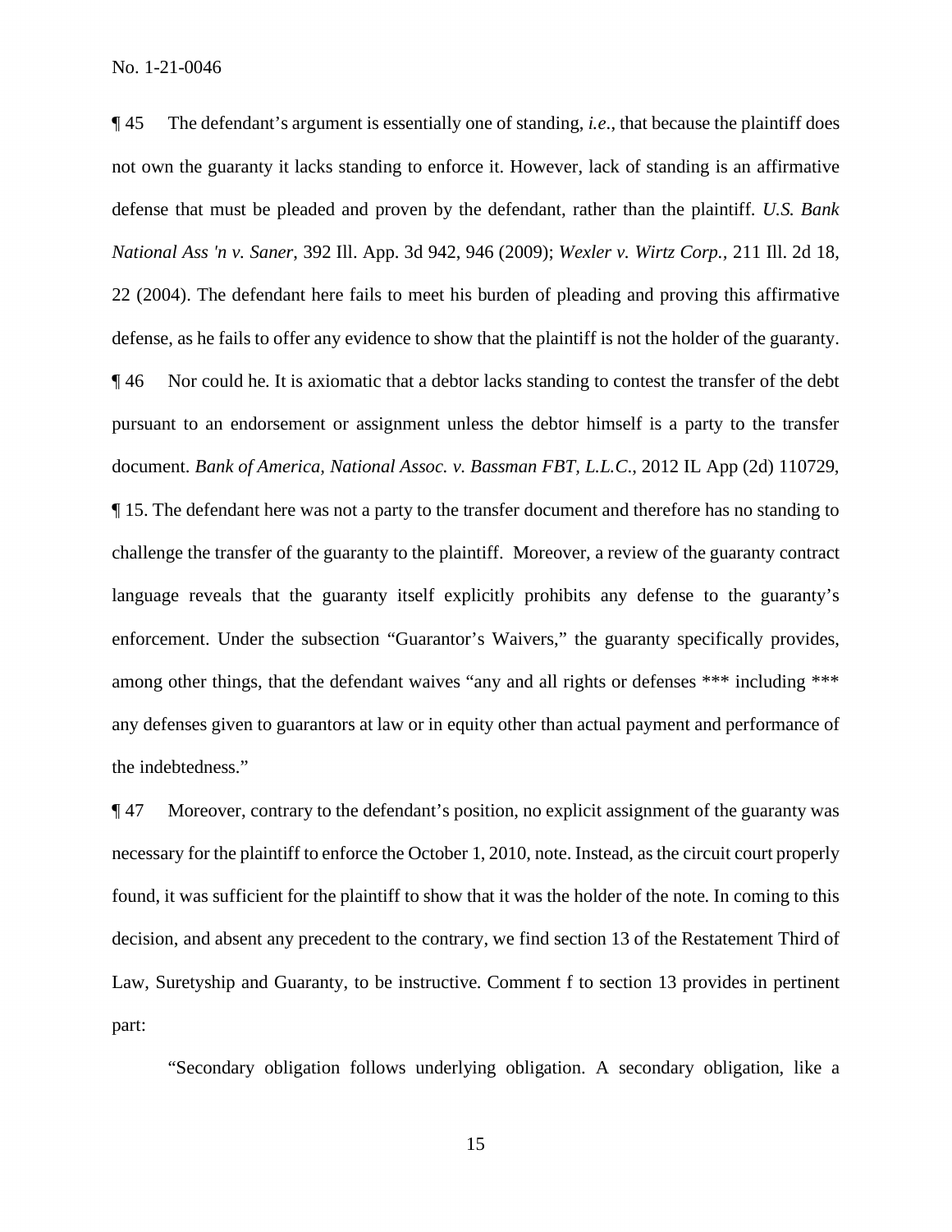¶ 45 The defendant's argument is essentially one of standing, *i.e.*, that because the plaintiff does not own the guaranty it lacks standing to enforce it. However, lack of standing is an affirmative defense that must be pleaded and proven by the defendant, rather than the plaintiff. *U.S. Bank National Ass 'n v. Saner*, 392 Ill. App. 3d 942, 946 (2009); *Wexler v. Wirtz Corp.*, 211 Ill. 2d 18, 22 (2004). The defendant here fails to meet his burden of pleading and proving this affirmative defense, as he fails to offer any evidence to show that the plaintiff is not the holder of the guaranty.

¶ 46 Nor could he. It is axiomatic that a debtor lacks standing to contest the transfer of the debt pursuant to an endorsement or assignment unless the debtor himself is a party to the transfer document. *Bank of America, National Assoc. v. Bassman FBT, L.L.C.*, 2012 IL App (2d) 110729, ¶ 15. The defendant here was not a party to the transfer document and therefore has no standing to challenge the transfer of the guaranty to the plaintiff. Moreover, a review of the guaranty contract language reveals that the guaranty itself explicitly prohibits any defense to the guaranty's enforcement. Under the subsection "Guarantor's Waivers," the guaranty specifically provides, among other things, that the defendant waives "any and all rights or defenses *** including *** any defenses given to guarantors at law or in equity other than actual payment and performance of the indebtedness."

¶ 47 Moreover, contrary to the defendant's position, no explicit assignment of the guaranty was necessary for the plaintiff to enforce the October 1, 2010, note. Instead, as the circuit court properly found, it was sufficient for the plaintiff to show that it was the holder of the note. In coming to this decision, and absent any precedent to the contrary, we find section 13 of the Restatement Third of Law, Suretyship and Guaranty, to be instructive. Comment f to section 13 provides in pertinent part:

"Secondary obligation follows underlying obligation. A secondary obligation, like a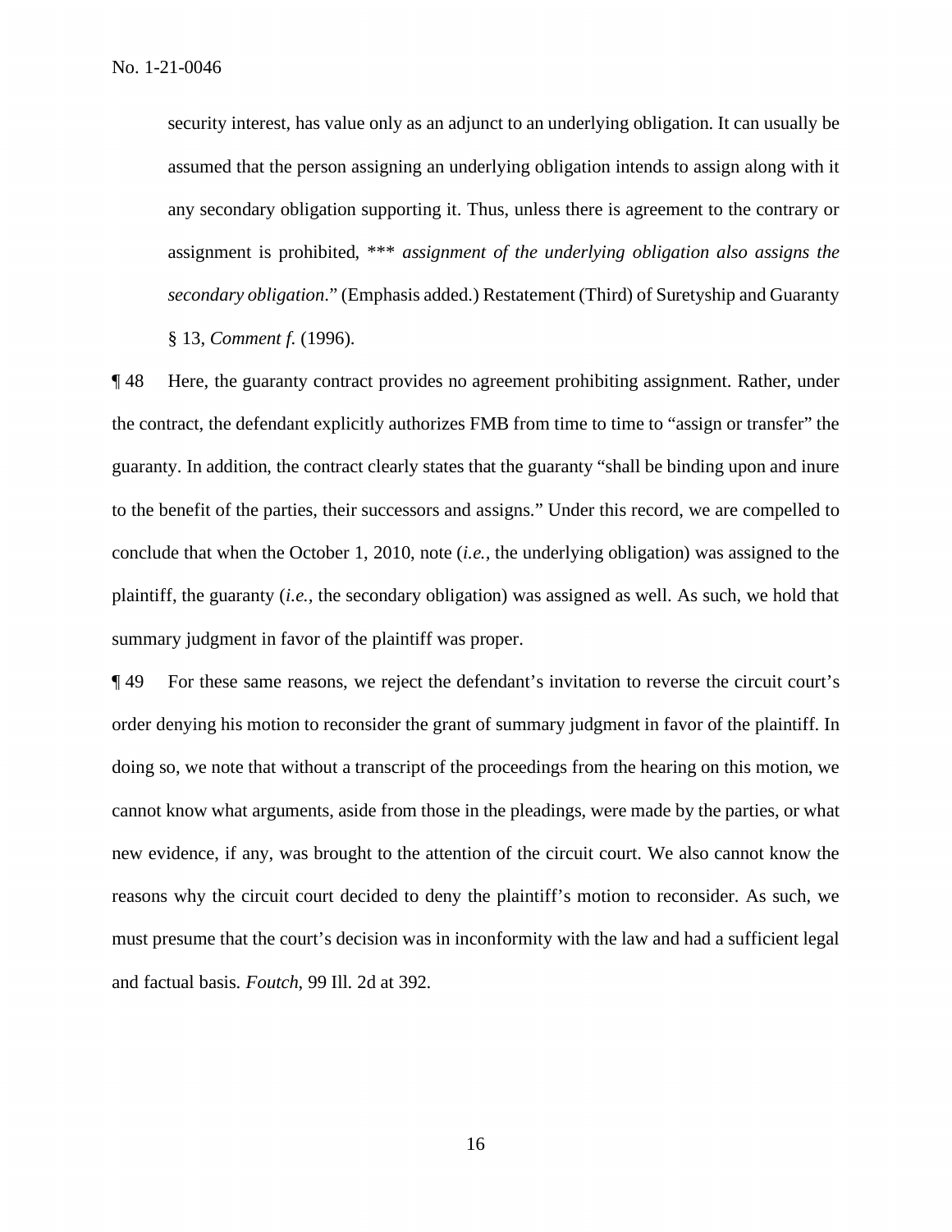security interest, has value only as an adjunct to an underlying obligation. It can usually be assumed that the person assigning an underlying obligation intends to assign along with it any secondary obligation supporting it. Thus, unless there is agreement to the contrary or assignment is prohibited, *** *assignment of the underlying obligation also assigns the secondary obligation*." (Emphasis added.) Restatement (Third) of Suretyship and Guaranty § 13, *Comment f.* (1996).

¶ 48 Here, the guaranty contract provides no agreement prohibiting assignment. Rather, under the contract, the defendant explicitly authorizes FMB from time to time to "assign or transfer" the guaranty. In addition, the contract clearly states that the guaranty "shall be binding upon and inure to the benefit of the parties, their successors and assigns." Under this record, we are compelled to conclude that when the October 1, 2010, note (*i.e.*, the underlying obligation) was assigned to the plaintiff, the guaranty (*i.e.*, the secondary obligation) was assigned as well. As such, we hold that summary judgment in favor of the plaintiff was proper.

¶ 49 For these same reasons, we reject the defendant's invitation to reverse the circuit court's order denying his motion to reconsider the grant of summary judgment in favor of the plaintiff. In doing so, we note that without a transcript of the proceedings from the hearing on this motion, we cannot know what arguments, aside from those in the pleadings, were made by the parties, or what new evidence, if any, was brought to the attention of the circuit court. We also cannot know the reasons why the circuit court decided to deny the plaintiff's motion to reconsider. As such, we must presume that the court's decision was in inconformity with the law and had a sufficient legal and factual basis. *Foutch*, 99 Ill. 2d at 392.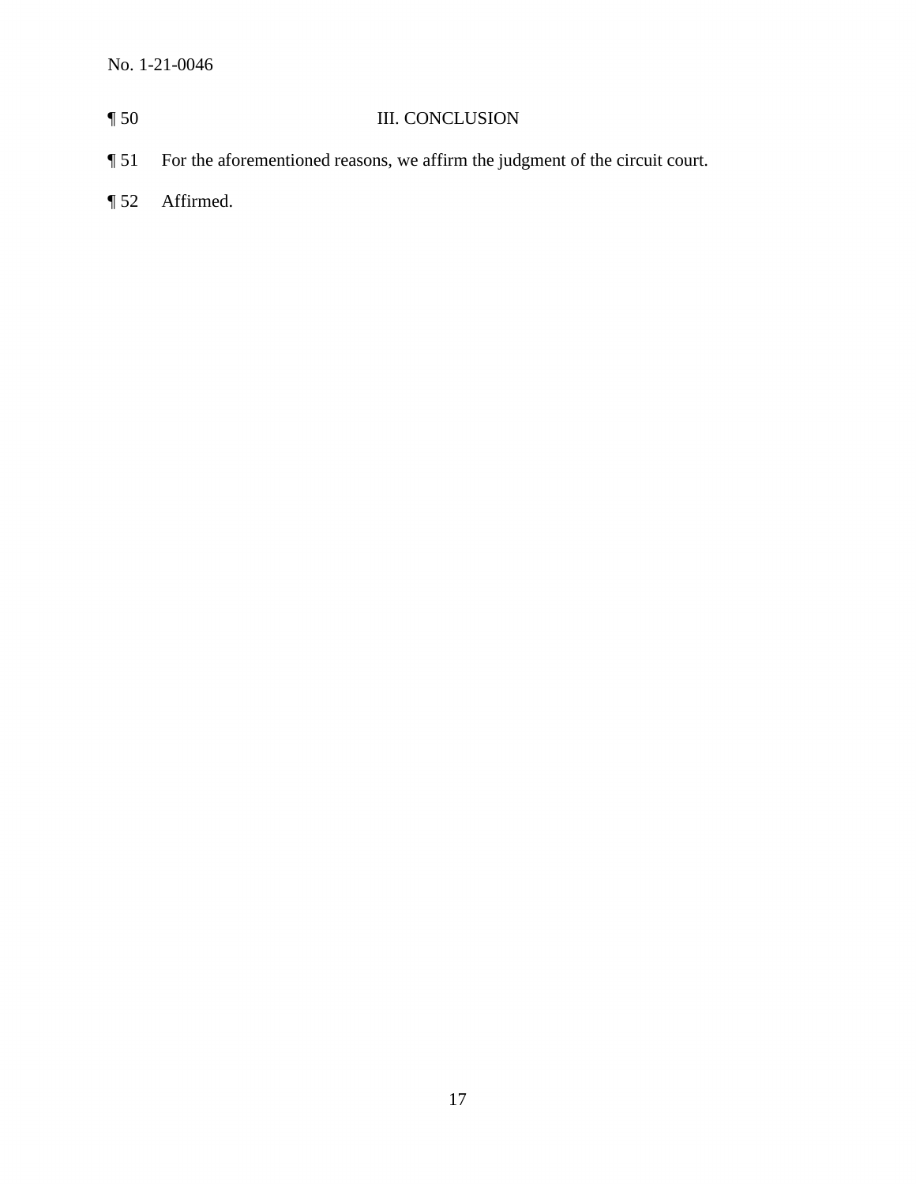¶ 50 III. CONCLUSION

¶ 51 For the aforementioned reasons, we affirm the judgment of the circuit court.

¶ 52 Affirmed.